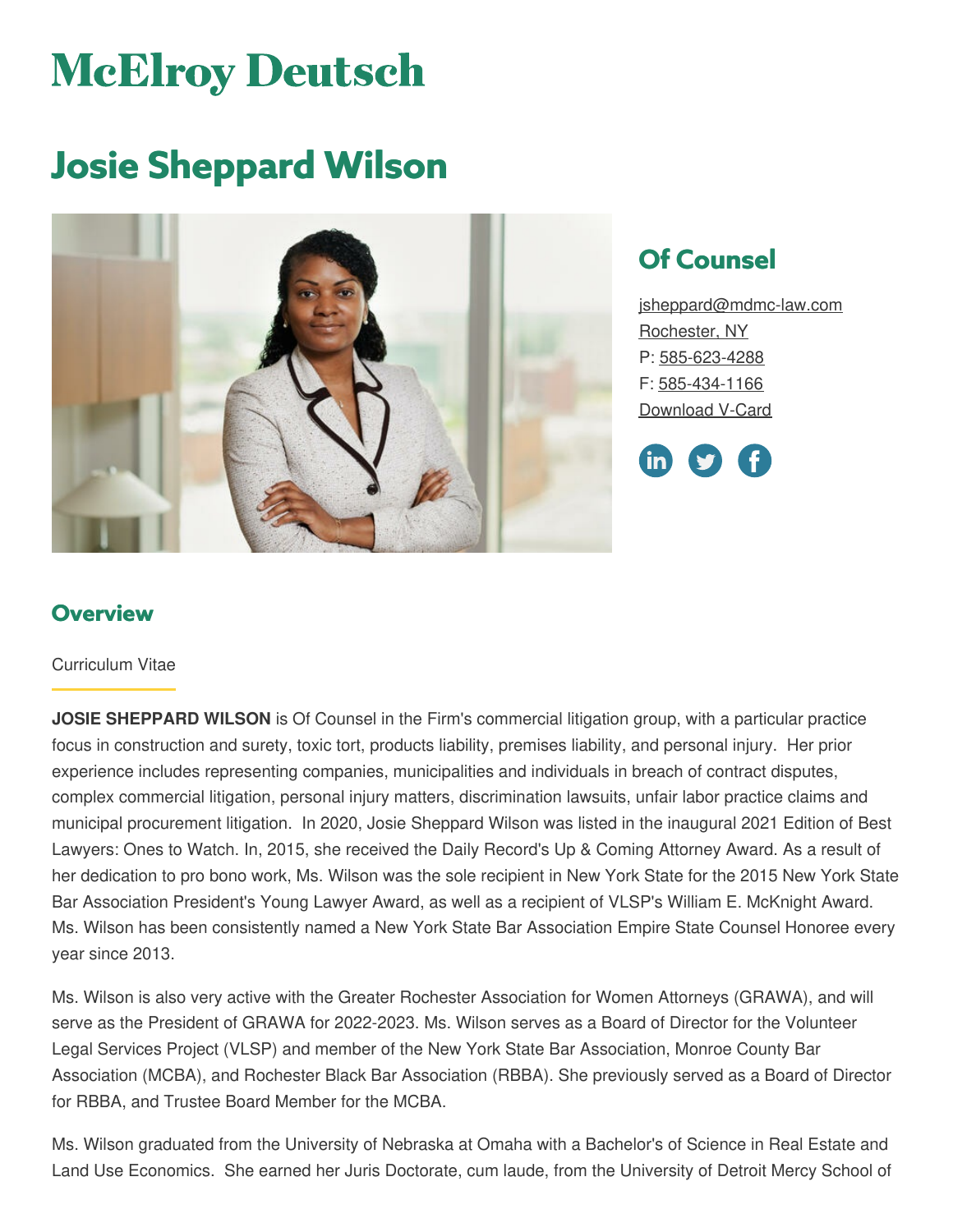# McElroy Deutsch

# Josie Sheppard Wilson

## Of Counsel

jsheppard@mdmc-law.com
Rochester, NY
P: 585-623-4288
F: 585-434-1166
Download V-Card

## Overview

Curriculum Vitae

**JOSIE SHEPPARD WILSON** is Of Counsel in the Firm's commercial litigation group, with a particular practice focus in construction and surety, toxic tort, products liability, premises liability, and personal injury. Her prior experience includes representing companies, municipalities and individuals in breach of contract disputes, complex commercial litigation, personal injury matters, discrimination lawsuits, unfair labor practice claims and municipal procurement litigation. In 2020, Josie Sheppard Wilson was listed in the inaugural 2021 Edition of Best Lawyers: Ones to Watch. In, 2015, she received the Daily Record's Up & Coming Attorney Award. As a result of her dedication to pro bono work, Ms. Wilson was the sole recipient in New York State for the 2015 New York State Bar Association President's Young Lawyer Award, as well as a recipient of VLSP's William E. McKnight Award. Ms. Wilson has been consistently named a New York State Bar Association Empire State Counsel Honoree every year since 2013.

Ms. Wilson is also very active with the Greater Rochester Association for Women Attorneys (GRAWA), and will serve as the President of GRAWA for 2022-2023. Ms. Wilson serves as a Board of Director for the Volunteer Legal Services Project (VLSP) and member of the New York State Bar Association, Monroe County Bar Association (MCBA), and Rochester Black Bar Association (RBBA). She previously served as a Board of Director for RBBA, and Trustee Board Member for the MCBA.

Ms. Wilson graduated from the University of Nebraska at Omaha with a Bachelor's of Science in Real Estate and Land Use Economics. She earned her Juris Doctorate, cum laude, from the University of Detroit Mercy School of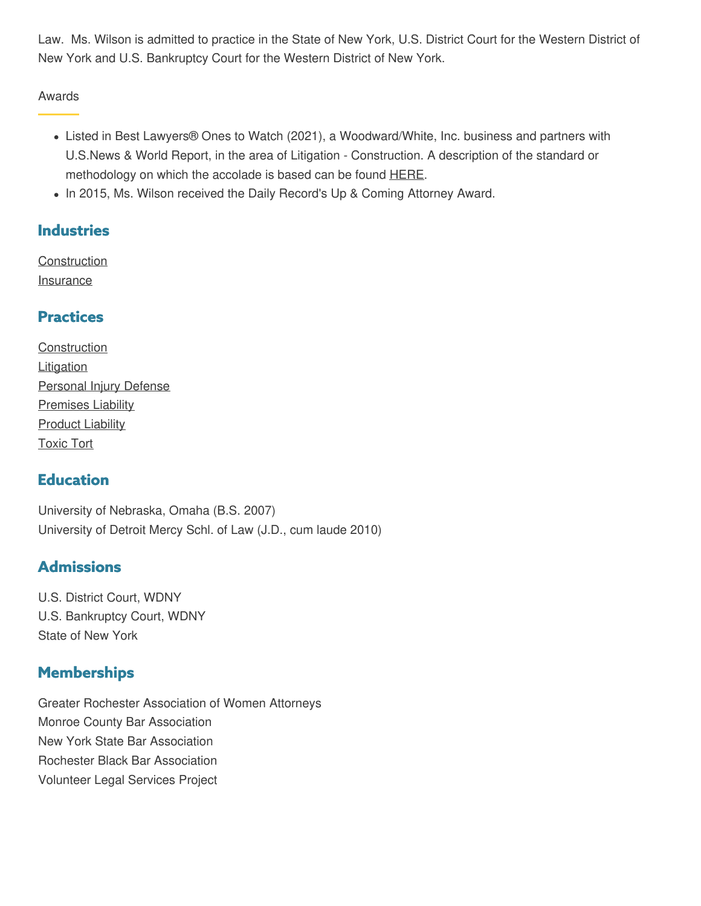Law. Ms. Wilson is admitted to practice in the State of New York, U.S. District Court for the Western District of New York and U.S. Bankruptcy Court for the Western District of New York.

Awards

- Listed in Best Lawyers® Ones to Watch (2021), a Woodward/White, Inc. business and partners with U.S.News & World Report, in the area of Litigation - Construction. A description of the standard or methodology on which the accolade is based can be found HERE.
- In 2015, Ms. Wilson received the Daily Record's Up & Coming Attorney Award.

## Industries

Construction
Insurance

## Practices

Construction
Litigation
Personal Injury Defense
Premises Liability
Product Liability
Toxic Tort

## Education

University of Nebraska, Omaha (B.S. 2007)
University of Detroit Mercy Schl. of Law (J.D., cum laude 2010)

## Admissions

U.S. District Court, WDNY
U.S. Bankruptcy Court, WDNY
State of New York

## Memberships

Greater Rochester Association of Women Attorneys
Monroe County Bar Association
New York State Bar Association
Rochester Black Bar Association
Volunteer Legal Services Project